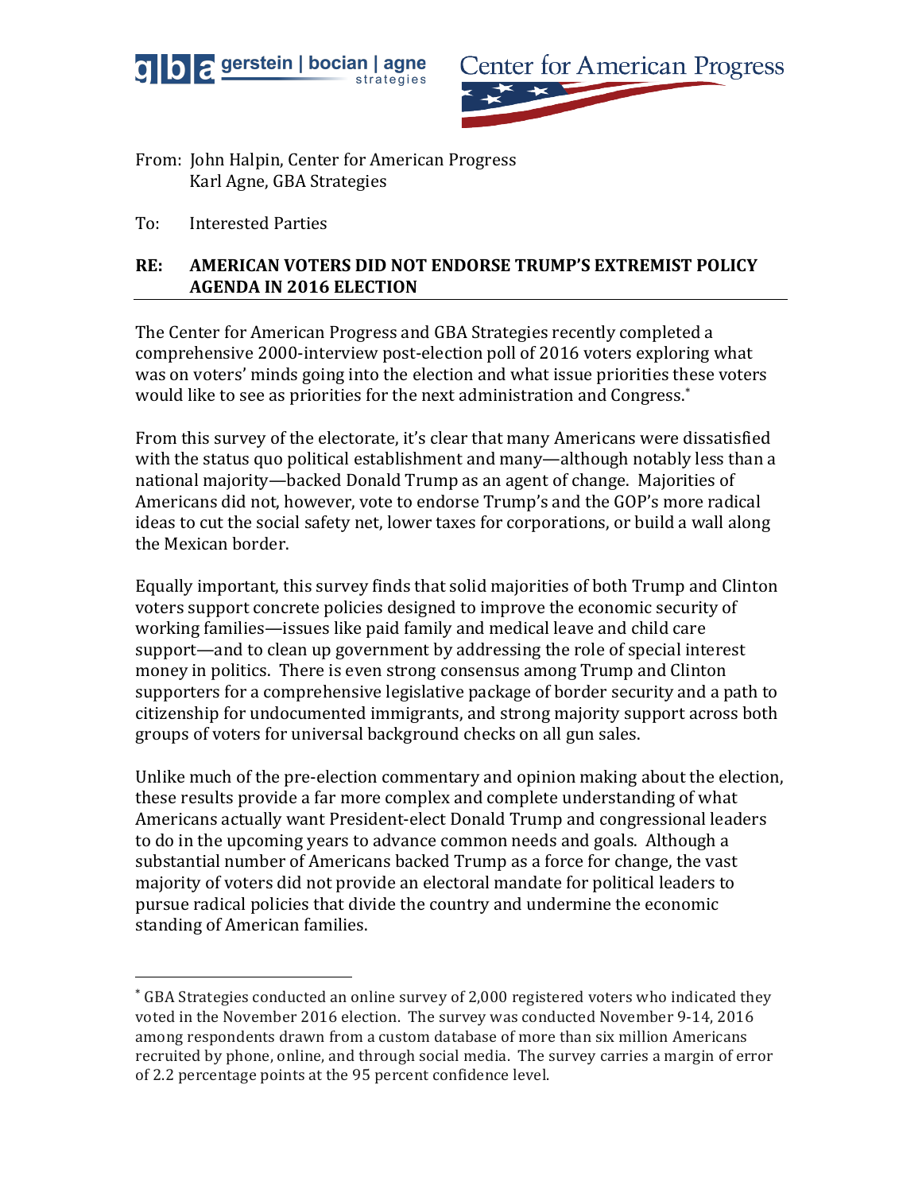From: John Halpin, Center for American Progress
Karl Agne, GBA Strategies

To: Interested Parties

**RE: AMERICAN VOTERS DID NOT ENDORSE TRUMP'S EXTREMIST POLICY AGENDA IN 2016 ELECTION**

The Center for American Progress and GBA Strategies recently completed a comprehensive 2000-interview post-election poll of 2016 voters exploring what was on voters' minds going into the election and what issue priorities these voters would like to see as priorities for the next administration and Congress.*

From this survey of the electorate, it's clear that many Americans were dissatisfied with the status quo political establishment and many—although notably less than a national majority—backed Donald Trump as an agent of change. Majorities of Americans did not, however, vote to endorse Trump's and the GOP's more radical ideas to cut the social safety net, lower taxes for corporations, or build a wall along the Mexican border.

Equally important, this survey finds that solid majorities of both Trump and Clinton voters support concrete policies designed to improve the economic security of working families—issues like paid family and medical leave and child care support—and to clean up government by addressing the role of special interest money in politics. There is even strong consensus among Trump and Clinton supporters for a comprehensive legislative package of border security and a path to citizenship for undocumented immigrants, and strong majority support across both groups of voters for universal background checks on all gun sales.

Unlike much of the pre-election commentary and opinion making about the election, these results provide a far more complex and complete understanding of what Americans actually want President-elect Donald Trump and congressional leaders to do in the upcoming years to advance common needs and goals. Although a substantial number of Americans backed Trump as a force for change, the vast majority of voters did not provide an electoral mandate for political leaders to pursue radical policies that divide the country and undermine the economic standing of American families.

---

* GBA Strategies conducted an online survey of 2,000 registered voters who indicated they voted in the November 2016 election. The survey was conducted November 9-14, 2016 among respondents drawn from a custom database of more than six million Americans recruited by phone, online, and through social media. The survey carries a margin of error of 2.2 percentage points at the 95 percent confidence level.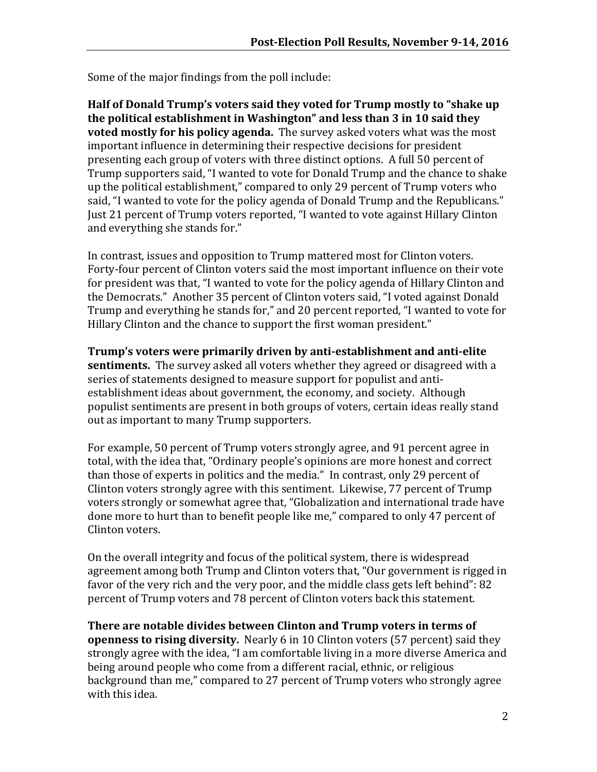Some of the major findings from the poll include:

**Half of Donald Trump's voters said they voted for Trump mostly to "shake up the political establishment in Washington" and less than 3 in 10 said they voted mostly for his policy agenda.** The survey asked voters what was the most important influence in determining their respective decisions for president presenting each group of voters with three distinct options. A full 50 percent of Trump supporters said, "I wanted to vote for Donald Trump and the chance to shake up the political establishment," compared to only 29 percent of Trump voters who said, "I wanted to vote for the policy agenda of Donald Trump and the Republicans." Just 21 percent of Trump voters reported, "I wanted to vote against Hillary Clinton and everything she stands for."

In contrast, issues and opposition to Trump mattered most for Clinton voters. Forty-four percent of Clinton voters said the most important influence on their vote for president was that, "I wanted to vote for the policy agenda of Hillary Clinton and the Democrats." Another 35 percent of Clinton voters said, "I voted against Donald Trump and everything he stands for," and 20 percent reported, "I wanted to vote for Hillary Clinton and the chance to support the first woman president."

**Trump's voters were primarily driven by anti-establishment and anti-elite sentiments.** The survey asked all voters whether they agreed or disagreed with a series of statements designed to measure support for populist and anti-establishment ideas about government, the economy, and society. Although populist sentiments are present in both groups of voters, certain ideas really stand out as important to many Trump supporters.

For example, 50 percent of Trump voters strongly agree, and 91 percent agree in total, with the idea that, "Ordinary people's opinions are more honest and correct than those of experts in politics and the media." In contrast, only 29 percent of Clinton voters strongly agree with this sentiment. Likewise, 77 percent of Trump voters strongly or somewhat agree that, "Globalization and international trade have done more to hurt than to benefit people like me," compared to only 47 percent of Clinton voters.

On the overall integrity and focus of the political system, there is widespread agreement among both Trump and Clinton voters that, "Our government is rigged in favor of the very rich and the very poor, and the middle class gets left behind": 82 percent of Trump voters and 78 percent of Clinton voters back this statement.

**There are notable divides between Clinton and Trump voters in terms of openness to rising diversity.** Nearly 6 in 10 Clinton voters (57 percent) said they strongly agree with the idea, "I am comfortable living in a more diverse America and being around people who come from a different racial, ethnic, or religious background than me," compared to 27 percent of Trump voters who strongly agree with this idea.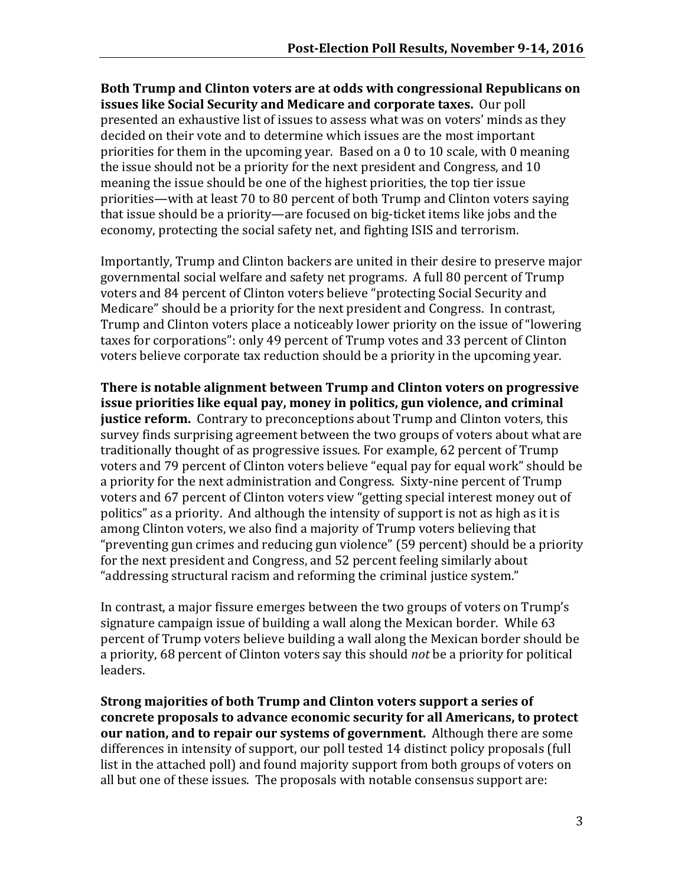**Both Trump and Clinton voters are at odds with congressional Republicans on issues like Social Security and Medicare and corporate taxes.** Our poll presented an exhaustive list of issues to assess what was on voters' minds as they decided on their vote and to determine which issues are the most important priorities for them in the upcoming year. Based on a 0 to 10 scale, with 0 meaning the issue should not be a priority for the next president and Congress, and 10 meaning the issue should be one of the highest priorities, the top tier issue priorities—with at least 70 to 80 percent of both Trump and Clinton voters saying that issue should be a priority—are focused on big-ticket items like jobs and the economy, protecting the social safety net, and fighting ISIS and terrorism.

Importantly, Trump and Clinton backers are united in their desire to preserve major governmental social welfare and safety net programs. A full 80 percent of Trump voters and 84 percent of Clinton voters believe "protecting Social Security and Medicare" should be a priority for the next president and Congress. In contrast, Trump and Clinton voters place a noticeably lower priority on the issue of "lowering taxes for corporations": only 49 percent of Trump votes and 33 percent of Clinton voters believe corporate tax reduction should be a priority in the upcoming year.

**There is notable alignment between Trump and Clinton voters on progressive issue priorities like equal pay, money in politics, gun violence, and criminal justice reform.** Contrary to preconceptions about Trump and Clinton voters, this survey finds surprising agreement between the two groups of voters about what are traditionally thought of as progressive issues. For example, 62 percent of Trump voters and 79 percent of Clinton voters believe "equal pay for equal work" should be a priority for the next administration and Congress. Sixty-nine percent of Trump voters and 67 percent of Clinton voters view "getting special interest money out of politics" as a priority. And although the intensity of support is not as high as it is among Clinton voters, we also find a majority of Trump voters believing that "preventing gun crimes and reducing gun violence" (59 percent) should be a priority for the next president and Congress, and 52 percent feeling similarly about "addressing structural racism and reforming the criminal justice system."

In contrast, a major fissure emerges between the two groups of voters on Trump's signature campaign issue of building a wall along the Mexican border. While 63 percent of Trump voters believe building a wall along the Mexican border should be a priority, 68 percent of Clinton voters say this should *not* be a priority for political leaders.

**Strong majorities of both Trump and Clinton voters support a series of concrete proposals to advance economic security for all Americans, to protect our nation, and to repair our systems of government.** Although there are some differences in intensity of support, our poll tested 14 distinct policy proposals (full list in the attached poll) and found majority support from both groups of voters on all but one of these issues. The proposals with notable consensus support are: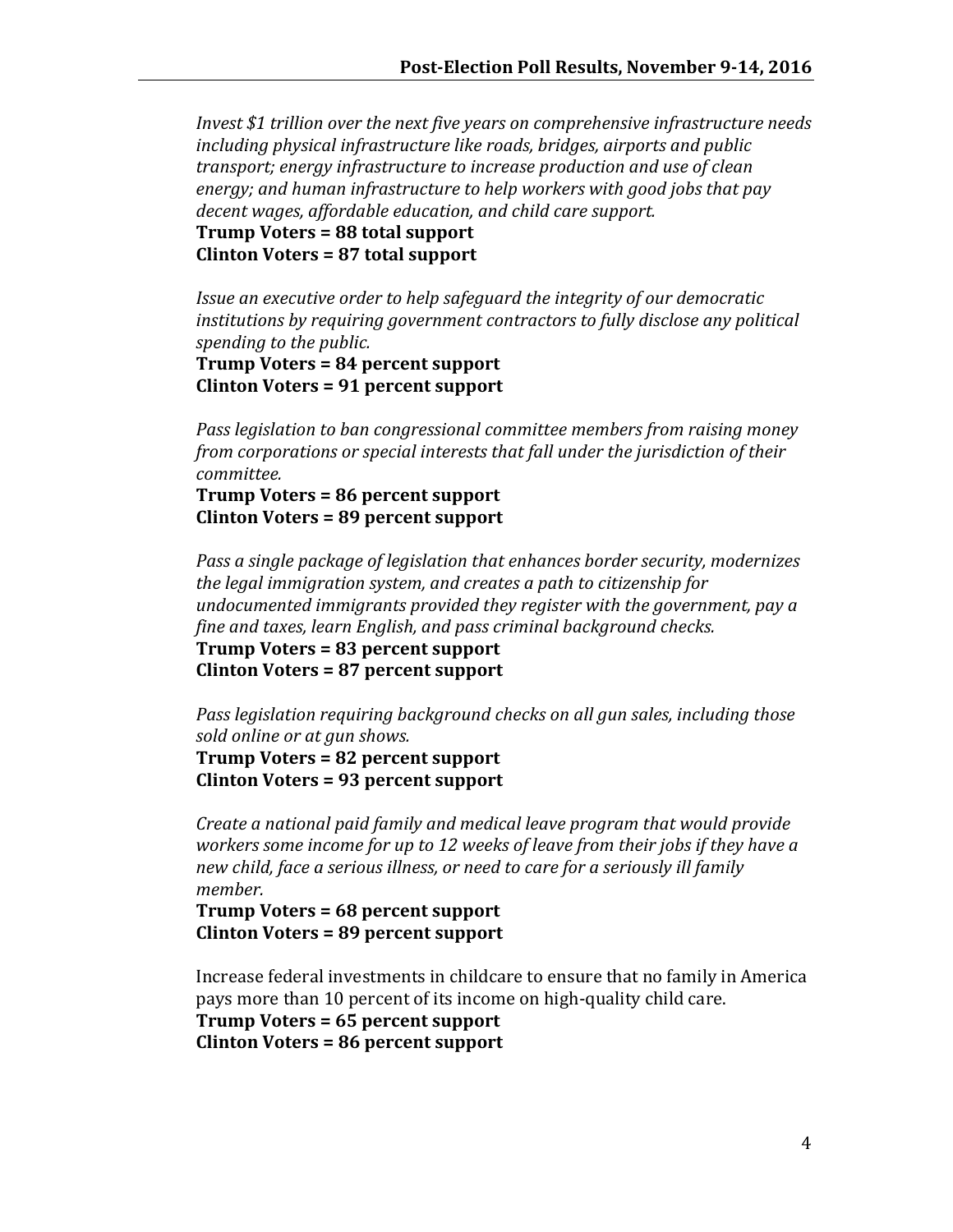*Invest $1 trillion over the next five years on comprehensive infrastructure needs including physical infrastructure like roads, bridges, airports and public transport; energy infrastructure to increase production and use of clean energy; and human infrastructure to help workers with good jobs that pay decent wages, affordable education, and child care support.*
**Trump Voters = 88 total support**
**Clinton Voters = 87 total support**

*Issue an executive order to help safeguard the integrity of our democratic institutions by requiring government contractors to fully disclose any political spending to the public.*
**Trump Voters = 84 percent support**
**Clinton Voters = 91 percent support**

*Pass legislation to ban congressional committee members from raising money from corporations or special interests that fall under the jurisdiction of their committee.*
**Trump Voters = 86 percent support**
**Clinton Voters = 89 percent support**

*Pass a single package of legislation that enhances border security, modernizes the legal immigration system, and creates a path to citizenship for undocumented immigrants provided they register with the government, pay a fine and taxes, learn English, and pass criminal background checks.*
**Trump Voters = 83 percent support**
**Clinton Voters = 87 percent support**

*Pass legislation requiring background checks on all gun sales, including those sold online or at gun shows.*
**Trump Voters = 82 percent support**
**Clinton Voters = 93 percent support**

*Create a national paid family and medical leave program that would provide workers some income for up to 12 weeks of leave from their jobs if they have a new child, face a serious illness, or need to care for a seriously ill family member.*
**Trump Voters = 68 percent support**
**Clinton Voters = 89 percent support**

Increase federal investments in childcare to ensure that no family in America pays more than 10 percent of its income on high-quality child care.
**Trump Voters = 65 percent support**
**Clinton Voters = 86 percent support**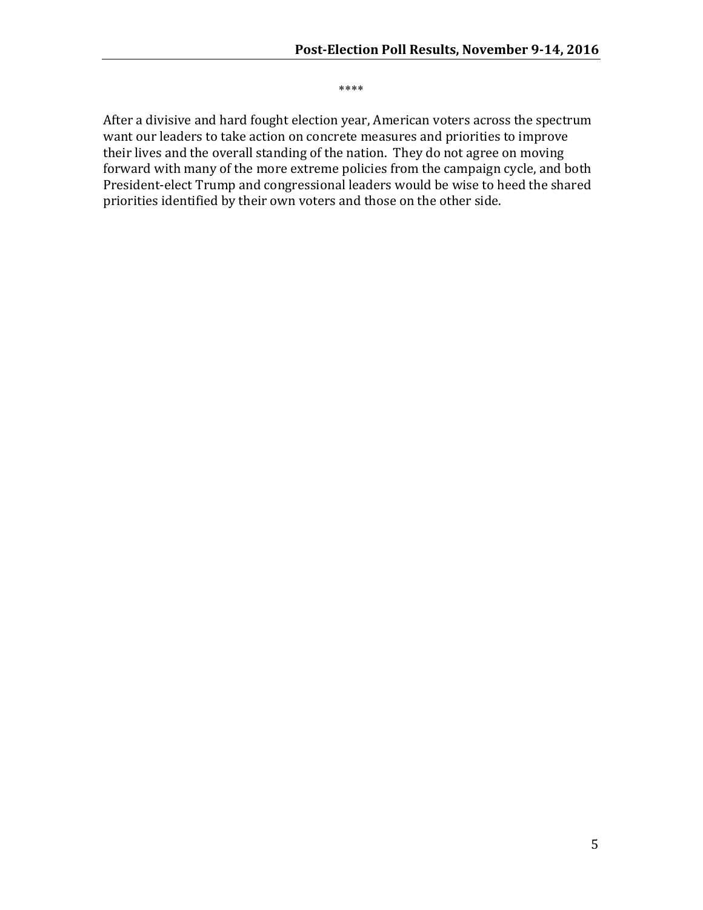****

After a divisive and hard fought election year, American voters across the spectrum want our leaders to take action on concrete measures and priorities to improve their lives and the overall standing of the nation. They do not agree on moving forward with many of the more extreme policies from the campaign cycle, and both President-elect Trump and congressional leaders would be wise to heed the shared priorities identified by their own voters and those on the other side.